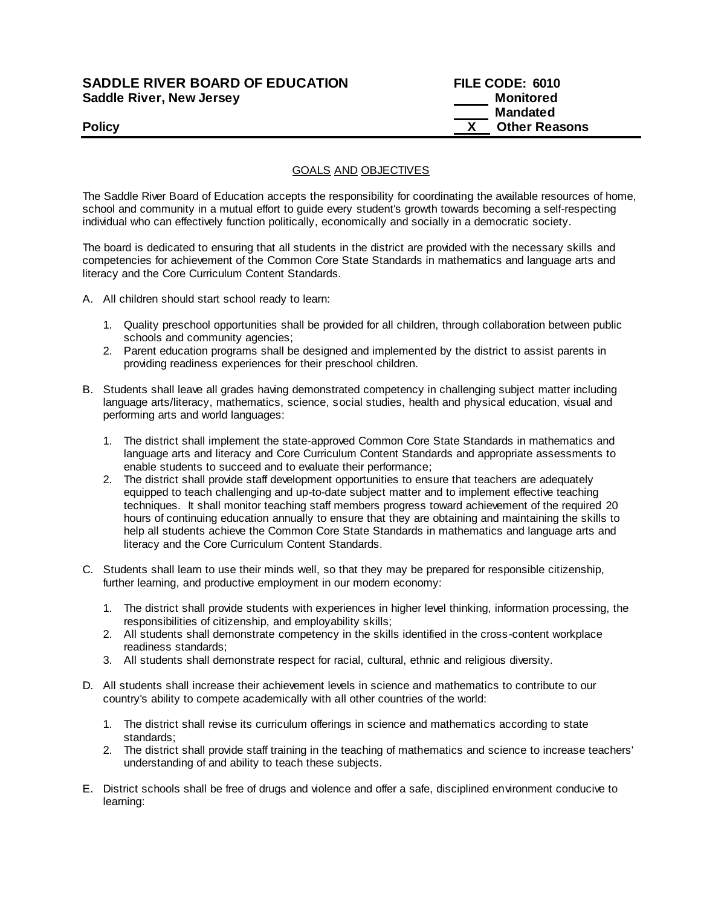**SADDLE RIVER BOARD OF EDUCATION** **FILE CODE: 6010**
**Saddle River, New Jersey**

____ **Monitored**
____ **Mandated**
**Policy** __X__ **Other Reasons**

## GOALS AND OBJECTIVES

The Saddle River Board of Education accepts the responsibility for coordinating the available resources of home, school and community in a mutual effort to guide every student's growth towards becoming a self-respecting individual who can effectively function politically, economically and socially in a democratic society.

The board is dedicated to ensuring that all students in the district are provided with the necessary skills and competencies for achievement of the Common Core State Standards in mathematics and language arts and literacy and the Core Curriculum Content Standards.

A. All children should start school ready to learn:

   1. Quality preschool opportunities shall be provided for all children, through collaboration between public schools and community agencies;
   2. Parent education programs shall be designed and implemented by the district to assist parents in providing readiness experiences for their preschool children.

B. Students shall leave all grades having demonstrated competency in challenging subject matter including language arts/literacy, mathematics, science, social studies, health and physical education, visual and performing arts and world languages:

   1. The district shall implement the state-approved Common Core State Standards in mathematics and language arts and literacy and Core Curriculum Content Standards and appropriate assessments to enable students to succeed and to evaluate their performance;
   2. The district shall provide staff development opportunities to ensure that teachers are adequately equipped to teach challenging and up-to-date subject matter and to implement effective teaching techniques. It shall monitor teaching staff members progress toward achievement of the required 20 hours of continuing education annually to ensure that they are obtaining and maintaining the skills to help all students achieve the Common Core State Standards in mathematics and language arts and literacy and the Core Curriculum Content Standards.

C. Students shall learn to use their minds well, so that they may be prepared for responsible citizenship, further learning, and productive employment in our modern economy:

   1. The district shall provide students with experiences in higher level thinking, information processing, the responsibilities of citizenship, and employability skills;
   2. All students shall demonstrate competency in the skills identified in the cross-content workplace readiness standards;
   3. All students shall demonstrate respect for racial, cultural, ethnic and religious diversity.

D. All students shall increase their achievement levels in science and mathematics to contribute to our country's ability to compete academically with all other countries of the world:

   1. The district shall revise its curriculum offerings in science and mathematics according to state standards;
   2. The district shall provide staff training in the teaching of mathematics and science to increase teachers' understanding of and ability to teach these subjects.

E. District schools shall be free of drugs and violence and offer a safe, disciplined environment conducive to learning: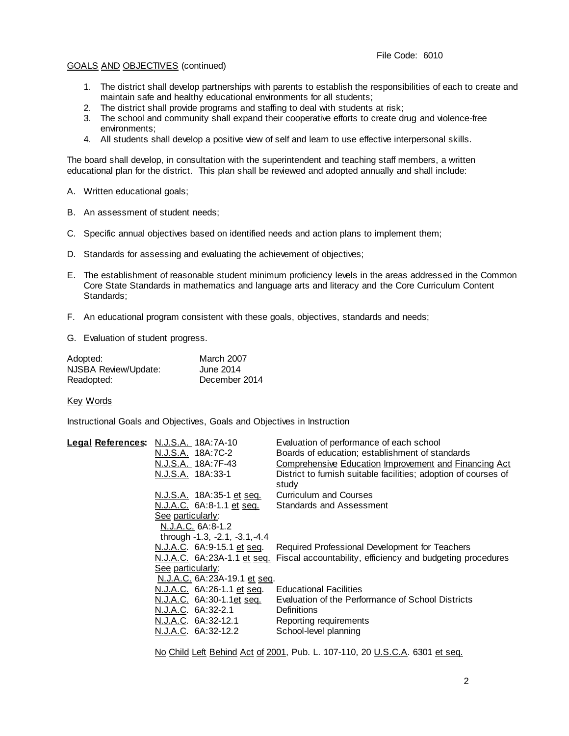File Code: 6010

GOALS AND OBJECTIVES (continued)

1. The district shall develop partnerships with parents to establish the responsibilities of each to create and maintain safe and healthy educational environments for all students;
2. The district shall provide programs and staffing to deal with students at risk;
3. The school and community shall expand their cooperative efforts to create drug and violence-free environments;
4. All students shall develop a positive view of self and learn to use effective interpersonal skills.

The board shall develop, in consultation with the superintendent and teaching staff members, a written educational plan for the district. This plan shall be reviewed and adopted annually and shall include:

A. Written educational goals;

B. An assessment of student needs;

C. Specific annual objectives based on identified needs and action plans to implement them;

D. Standards for assessing and evaluating the achievement of objectives;

E. The establishment of reasonable student minimum proficiency levels in the areas addressed in the Common Core State Standards in mathematics and language arts and literacy and the Core Curriculum Content Standards;

F. An educational program consistent with these goals, objectives, standards and needs;

G. Evaluation of student progress.

| | |
|---|---|
| Adopted: | March 2007 |
| NJSBA Review/Update: | June 2014 |
| Readopted: | December 2014 |

Key Words

Instructional Goals and Objectives, Goals and Objectives in Instruction

| **Legal References:** | | |
|---|---|---|
| | N.J.S.A. 18A:7A-10 | Evaluation of performance of each school |
| | N.J.S.A. 18A:7C-2 | Boards of education; establishment of standards |
| | N.J.S.A. 18A:7F-43 | Comprehensive Education Improvement and Financing Act |
| | N.J.S.A. 18A:33-1 | District to furnish suitable facilities; adoption of courses of study |
| | N.J.S.A. 18A:35-1 et seq. | Curriculum and Courses |
| | N.J.A.C. 6A:8-1.1 et seq. | Standards and Assessment |
| | See particularly: N.J.A.C. 6A:8-1.2 through -1.3, -2.1, -3.1,-4.4 | |
| | N.J.A.C. 6A:9-15.1 et seq. | Required Professional Development for Teachers |
| | N.J.A.C. 6A:23A-1.1 et seq. | Fiscal accountability, efficiency and budgeting procedures |
| | See particularly: N.J.A.C. 6A:23A-19.1 et seq. | |
| | N.J.A.C. 6A:26-1.1 et seq. | Educational Facilities |
| | N.J.A.C. 6A:30-1.1et seq. | Evaluation of the Performance of School Districts |
| | N.J.A.C. 6A:32-2.1 | Definitions |
| | N.J.A.C. 6A:32-12.1 | Reporting requirements |
| | N.J.A.C. 6A:32-12.2 | School-level planning |

No Child Left Behind Act of 2001, Pub. L. 107-110, 20 U.S.C.A. 6301 et seq.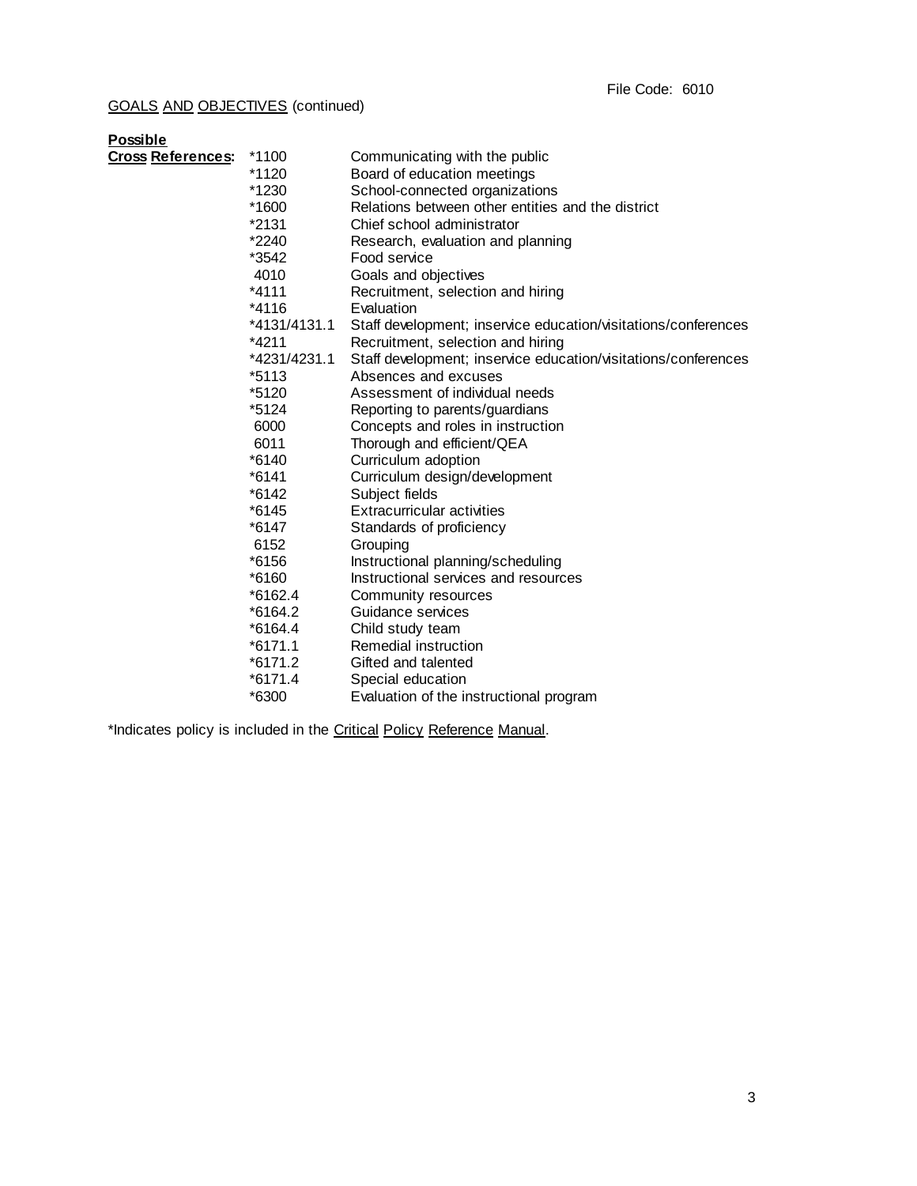File Code: 6010

GOALS AND OBJECTIVES (continued)

**Possible Cross References:**

| | |
|---|---|
| *1100 | Communicating with the public |
| *1120 | Board of education meetings |
| *1230 | School-connected organizations |
| *1600 | Relations between other entities and the district |
| *2131 | Chief school administrator |
| *2240 | Research, evaluation and planning |
| *3542 | Food service |
| 4010 | Goals and objectives |
| *4111 | Recruitment, selection and hiring |
| *4116 | Evaluation |
| *4131/4131.1 | Staff development; inservice education/visitations/conferences |
| *4211 | Recruitment, selection and hiring |
| *4231/4231.1 | Staff development; inservice education/visitations/conferences |
| *5113 | Absences and excuses |
| *5120 | Assessment of individual needs |
| *5124 | Reporting to parents/guardians |
| 6000 | Concepts and roles in instruction |
| 6011 | Thorough and efficient/QEA |
| *6140 | Curriculum adoption |
| *6141 | Curriculum design/development |
| *6142 | Subject fields |
| *6145 | Extracurricular activities |
| *6147 | Standards of proficiency |
| 6152 | Grouping |
| *6156 | Instructional planning/scheduling |
| *6160 | Instructional services and resources |
| *6162.4 | Community resources |
| *6164.2 | Guidance services |
| *6164.4 | Child study team |
| *6171.1 | Remedial instruction |
| *6171.2 | Gifted and talented |
| *6171.4 | Special education |
| *6300 | Evaluation of the instructional program |

*Indicates policy is included in the Critical Policy Reference Manual.